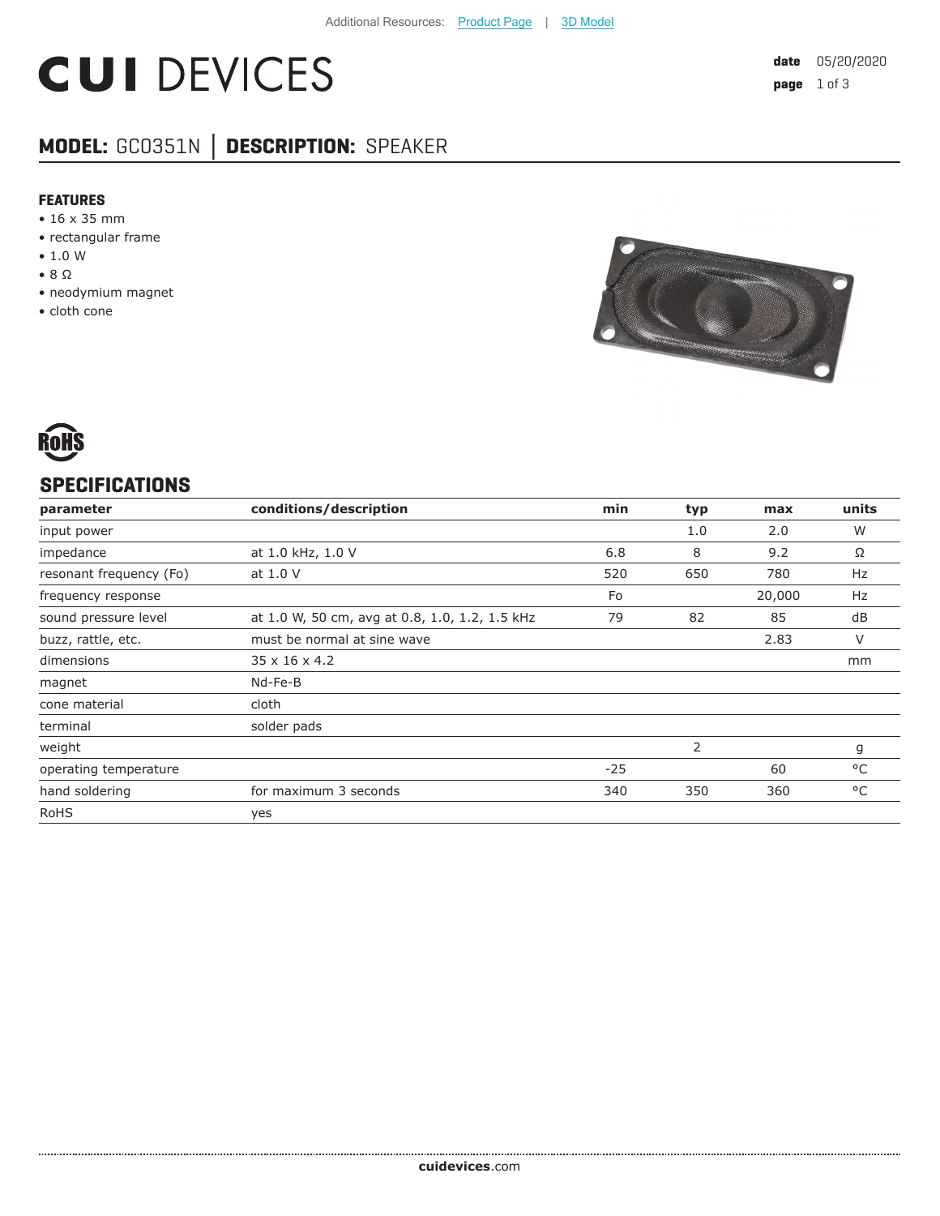Additional Resources: Product Page | 3D Model

# CUI DEVICES

**date** 05/20/2020

## MODEL: GC0351N │ DESCRIPTION: SPEAKER

### FEATURES

- 16 x 35 mm
- rectangular frame
- 1.0 W
- 8 Ω
- neodymium magnet
- cloth cone

RoHS

## SPECIFICATIONS

| parameter | conditions/description | min | typ | max | units |
|---|---|---|---|---|---|
| input power | | | 1.0 | 2.0 | W |
| impedance | at 1.0 kHz, 1.0 V | 6.8 | 8 | 9.2 | Ω |
| resonant frequency (Fo) | at 1.0 V | 520 | 650 | 780 | Hz |
| frequency response | | Fo | | 20,000 | Hz |
| sound pressure level | at 1.0 W, 50 cm, avg at 0.8, 1.0, 1.2, 1.5 kHz | 79 | 82 | 85 | dB |
| buzz, rattle, etc. | must be normal at sine wave | | | 2.83 | V |
| dimensions | 35 x 16 x 4.2 | | | | mm |
| magnet | Nd-Fe-B | | | | |
| cone material | cloth | | | | |
| terminal | solder pads | | | | |
| weight | | | 2 | | g |
| operating temperature | | -25 | | 60 | °C |
| hand soldering | for maximum 3 seconds | 340 | 350 | 360 | °C |
| RoHS | yes | | | | |

**cuidevices**.com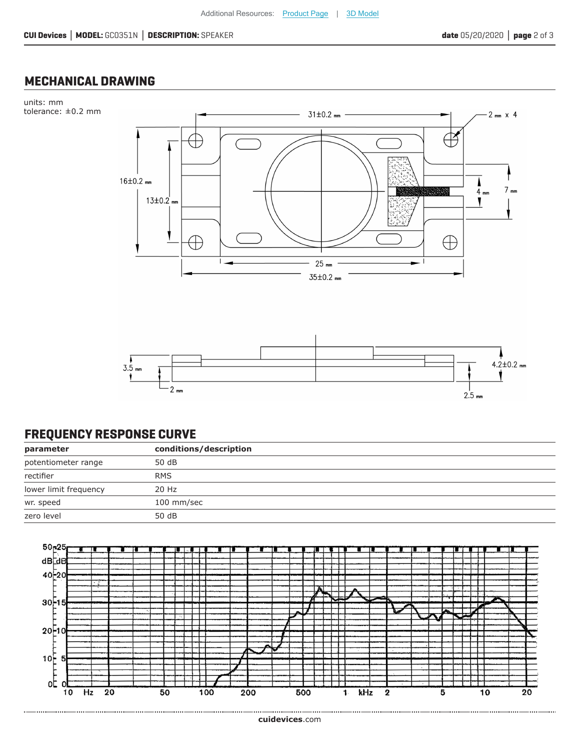## MECHANICAL DRAWING

units: mm
tolerance: ±0.2 mm

## FREQUENCY RESPONSE CURVE

| parameter | conditions/description |
|---|---|
| potentiometer range | 50 dB |
| rectifier | RMS |
| lower limit frequency | 20 Hz |
| wr. speed | 100 mm/sec |
| zero level | 50 dB |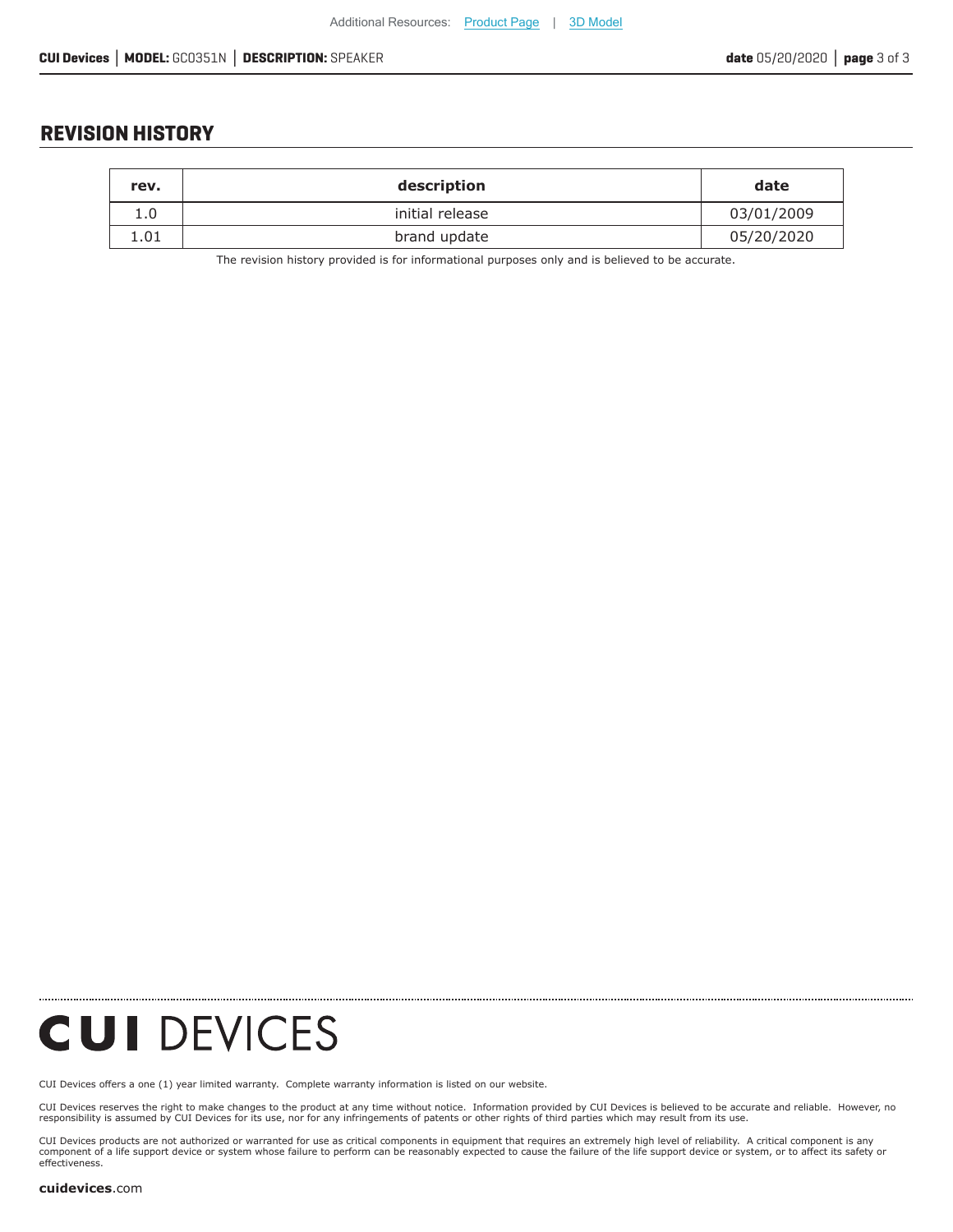## REVISION HISTORY

| rev. | description | date |
| --- | --- | --- |
| 1.0 | initial release | 03/01/2009 |
| 1.01 | brand update | 05/20/2020 |

The revision history provided is for informational purposes only and is believed to be accurate.

**CUI** DEVICES

CUI Devices offers a one (1) year limited warranty. Complete warranty information is listed on our website.

CUI Devices reserves the right to make changes to the product at any time without notice. Information provided by CUI Devices is believed to be accurate and reliable. However, no responsibility is assumed by CUI Devices for its use, nor for any infringements of patents or other rights of third parties which may result from its use.

CUI Devices products are not authorized or warranted for use as critical components in equipment that requires an extremely high level of reliability. A critical component is any component of a life support device or system whose failure to perform can be reasonably expected to cause the failure of the life support device or system, or to affect its safety or effectiveness.

**cuidevices**.com